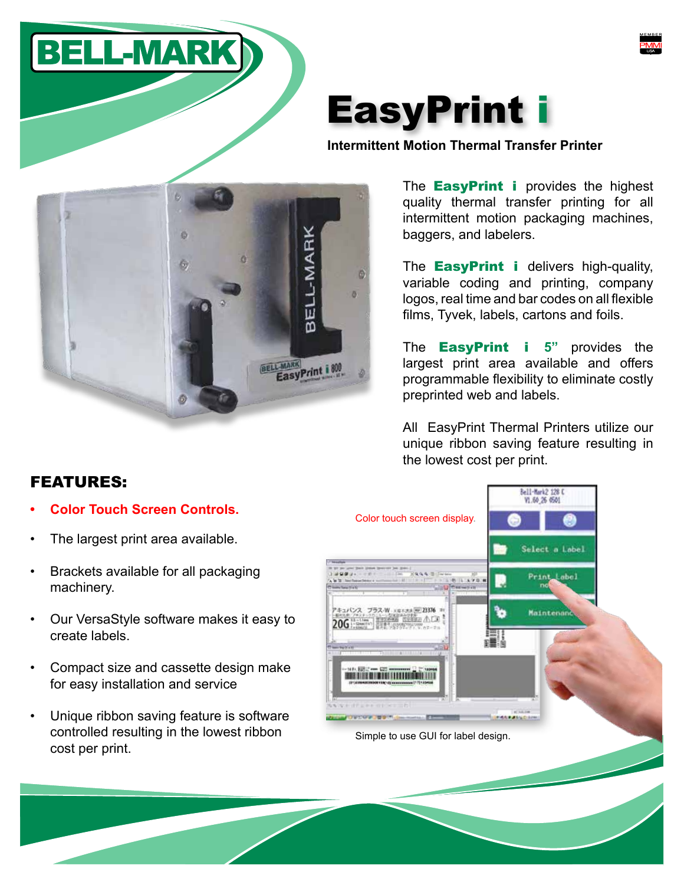# EasyPrint i

**Intermittent Motion Thermal Transfer Printer**

The **EasyPrint i** provides the highest quality thermal transfer printing for all intermittent motion packaging machines, baggers, and labelers.

The **EasyPrint i** delivers high-quality, variable coding and printing, company logos, real time and bar codes on all flexible films, Tyvek, labels, cartons and foils.

The **EasyPrint i 5"** provides the largest print area available and offers programmable flexibility to eliminate costly preprinted web and labels.

All EasyPrint Thermal Printers utilize our unique ribbon saving feature resulting in the lowest cost per print.

## FEATURES:

- **Color Touch Screen Controls.**
- The largest print area available.
- Brackets available for all packaging machinery.
- Our VersaStyle software makes it easy to create labels.
- Compact size and cassette design make for easy installation and service
- Unique ribbon saving feature is software controlled resulting in the lowest ribbon cost per print.

Color touch screen display.

Simple to use GUI for label design.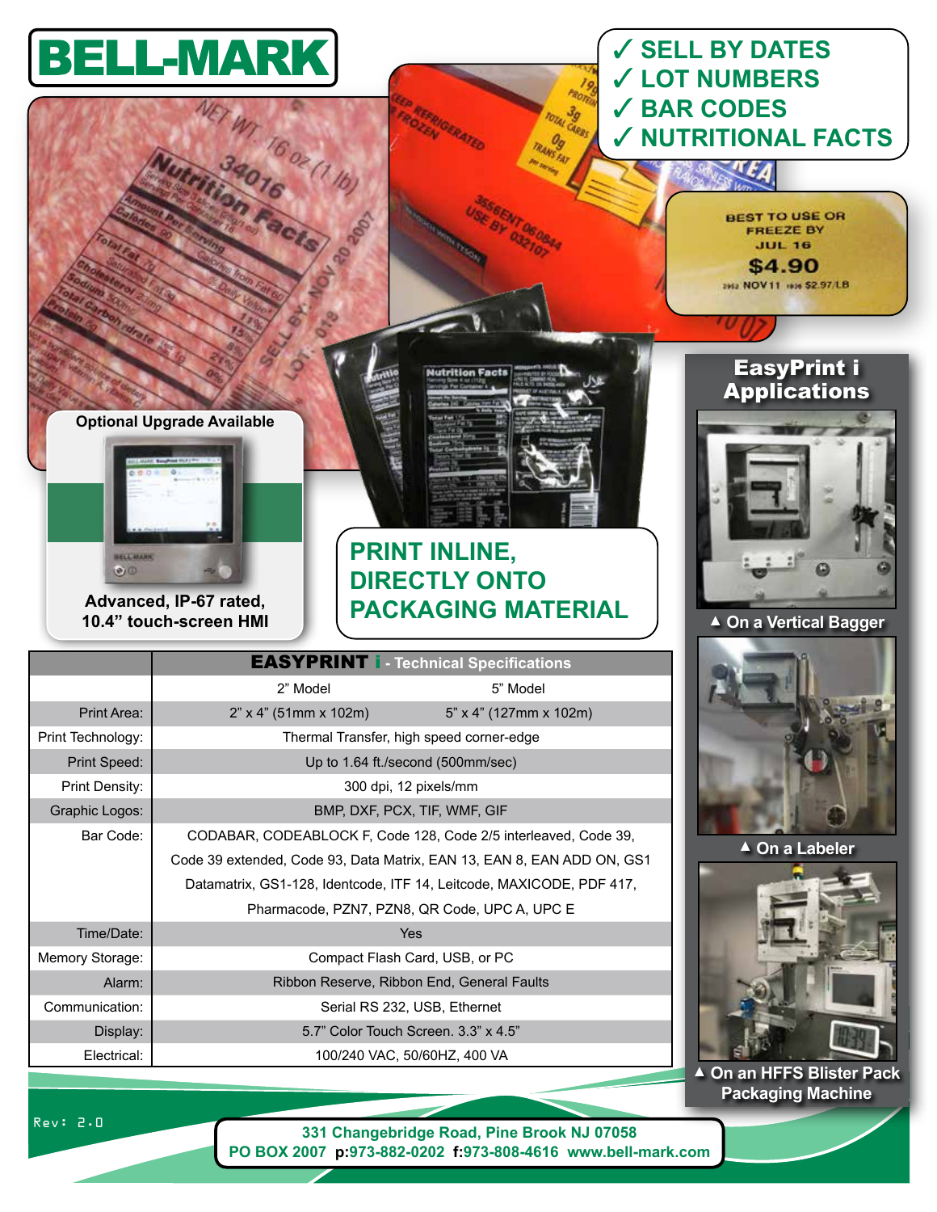# BELL-MARK

✓ SELL BY DATES
✓ LOT NUMBERS
✓ BAR CODES
✓ NUTRITIONAL FACTS

**Optional Upgrade Available**

**Advanced, IP-67 rated, 10.4" touch-screen HMI**

## PRINT INLINE, DIRECTLY ONTO PACKAGING MATERIAL

## EasyPrint i Applications

▲ On a Vertical Bagger

▲ On a Labeler

▲ On an HFFS Blister Pack Packaging Machine

| | EASYPRINT i - Technical Specifications | |
|---|---|---|
| | 2" Model | 5" Model |
| Print Area: | 2" x 4" (51mm x 102m) | 5" x 4" (127mm x 102m) |
| Print Technology: | Thermal Transfer, high speed corner-edge | |
| Print Speed: | Up to 1.64 ft./second (500mm/sec) | |
| Print Density: | 300 dpi, 12 pixels/mm | |
| Graphic Logos: | BMP, DXF, PCX, TIF, WMF, GIF | |
| Bar Code: | CODABAR, CODEABLOCK F, Code 128, Code 2/5 interleaved, Code 39, Code 39 extended, Code 93, Data Matrix, EAN 13, EAN 8, EAN ADD ON, GS1 Datamatrix, GS1-128, Identcode, ITF 14, Leitcode, MAXICODE, PDF 417, Pharmacode, PZN7, PZN8, QR Code, UPC A, UPC E | |
| Time/Date: | Yes | |
| Memory Storage: | Compact Flash Card, USB, or PC | |
| Alarm: | Ribbon Reserve, Ribbon End, General Faults | |
| Communication: | Serial RS 232, USB, Ethernet | |
| Display: | 5.7" Color Touch Screen. 3.3" x 4.5" | |
| Electrical: | 100/240 VAC, 50/60HZ, 400 VA | |

Rev: 2.0

**331 Changebridge Road, Pine Brook NJ 07058**
**PO BOX 2007 p:973-882-0202 f:973-808-4616 www.bell-mark.com**